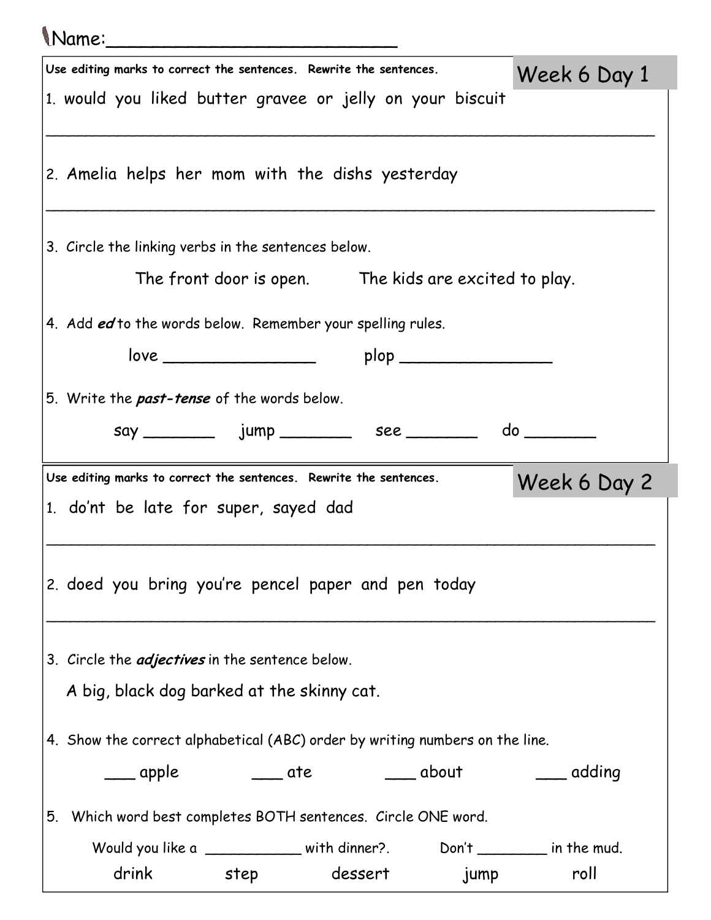Name:_________________________

## Week 6 Day 1

**Use editing marks to correct the sentences. Rewrite the sentences.**

1. would you liked butter gravee or jelly on your biscuit

_______________________________________________________________

2. Amelia helps her mom with the dishs yesterday

_______________________________________________________________

3. Circle the linking verbs in the sentences below.

   The front door is open.     The kids are excited to play.

4. Add ***ed*** to the words below. Remember your spelling rules.

   love _______________     plop _______________

5. Write the ***past-tense*** of the words below.

   say _______   jump _______   see _______   do _______

## Week 6 Day 2

**Use editing marks to correct the sentences. Rewrite the sentences.**

1. don't be late for super, sayed dad

_______________________________________________________________

2. doed you bring you're pencel paper and pen today

_______________________________________________________________

3. Circle the ***adjectives*** in the sentence below.

   A big, black dog barked at the skinny cat.

4. Show the correct alphabetical (ABC) order by writing numbers on the line.

   ___ apple     ___ ate     ___ about     ___ adding

5. Which word best completes BOTH sentences. Circle ONE word.

   Would you like a ___________ with dinner?.     Don't ________ in the mud.

   drink     step     dessert     jump     roll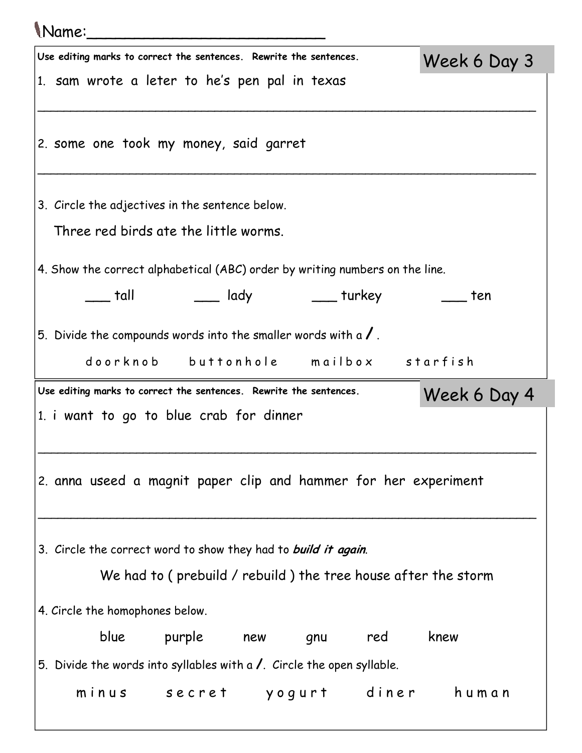Name:_________________________

## Week 6 Day 3

**Use editing marks to correct the sentences. Rewrite the sentences.**

1. sam wrote a leter to he's pen pal in texas

_______________________________________________________________

2. some one took my money, said garret

_______________________________________________________________

3. Circle the adjectives in the sentence below.

   Three red birds ate the little worms.

4. Show the correct alphabetical (ABC) order by writing numbers on the line.

   ___ tall ___ lady ___ turkey ___ ten

5. Divide the compounds words into the smaller words with a **/** .

   d o o r k n o b b u t t o n h o l e m a i l b o x s t a r f i s h

## Week 6 Day 4

**Use editing marks to correct the sentences. Rewrite the sentences.**

1. i want to go to blue crab for dinner

_______________________________________________________________

2. anna useed a magnit paper clip and hammer for her experiment

_______________________________________________________________

3. Circle the correct word to show they had to ***build it again***.

   We had to ( prebuild / rebuild ) the tree house after the storm

4. Circle the homophones below.

   blue purple new gnu red knew

5. Divide the words into syllables with a **/**. Circle the open syllable.

   m i n u s s e c r e t y o g u r t d i n e r h u m a n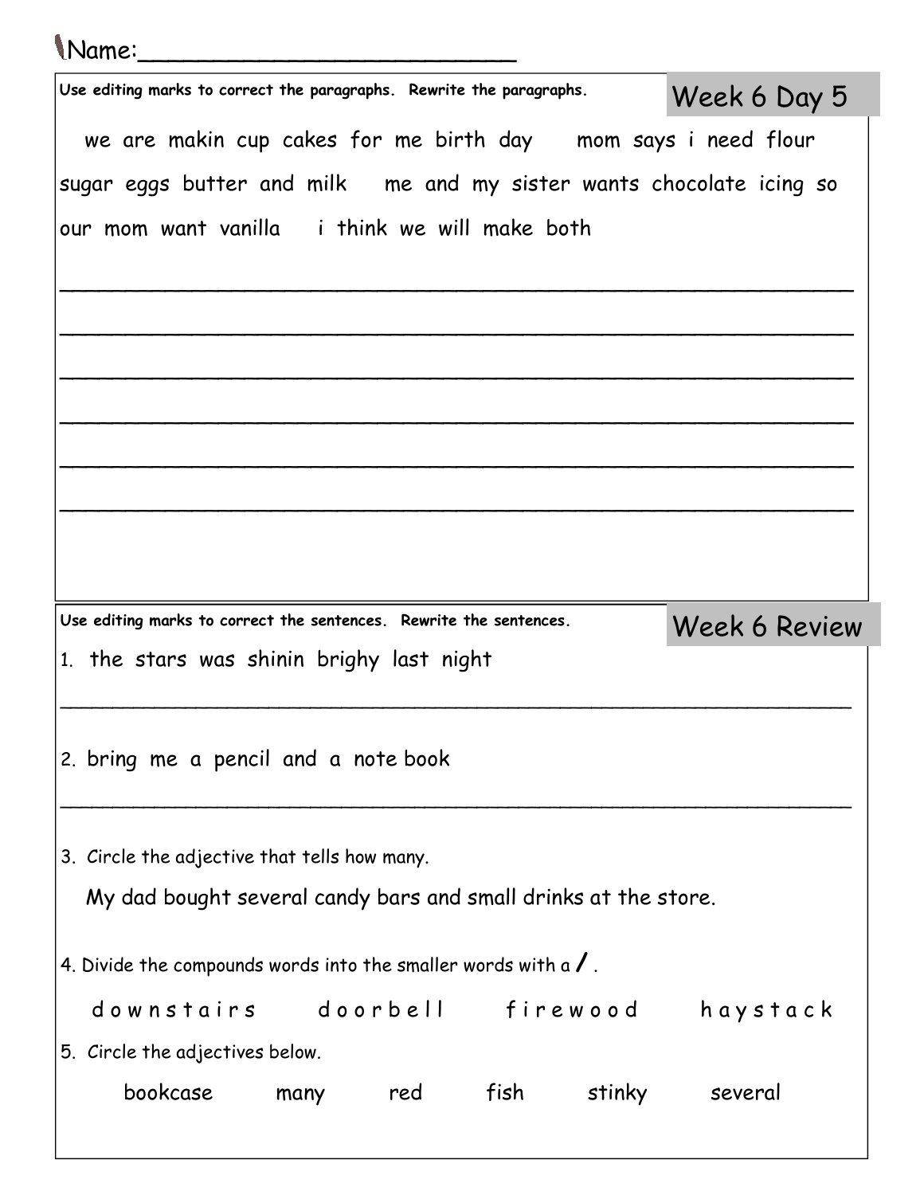Name:_________________________

Use editing marks to correct the paragraphs. Rewrite the paragraphs.

## Week 6 Day 5

we are makin cup cakes for me birth day  mom says i need flour sugar eggs butter and milk  me and my sister wants chocolate icing so our mom want vanilla  i think we will make both

_______________________________________________________________

_______________________________________________________________

_______________________________________________________________

_______________________________________________________________

_______________________________________________________________

_______________________________________________________________

Use editing marks to correct the sentences. Rewrite the sentences.

## Week 6 Review

1. the stars was shinin brighy last night

_______________________________________________________________

2. bring me a pencil and a note book

_______________________________________________________________

3. Circle the adjective that tells how many.

My dad bought several candy bars and small drinks at the store.

4. Divide the compounds words into the smaller words with a / .

d o w n s t a i r s    d o o r b e l l    f i r e w o o d    h a y s t a c k

5. Circle the adjectives below.

bookcase    many    red    fish    stinky    several